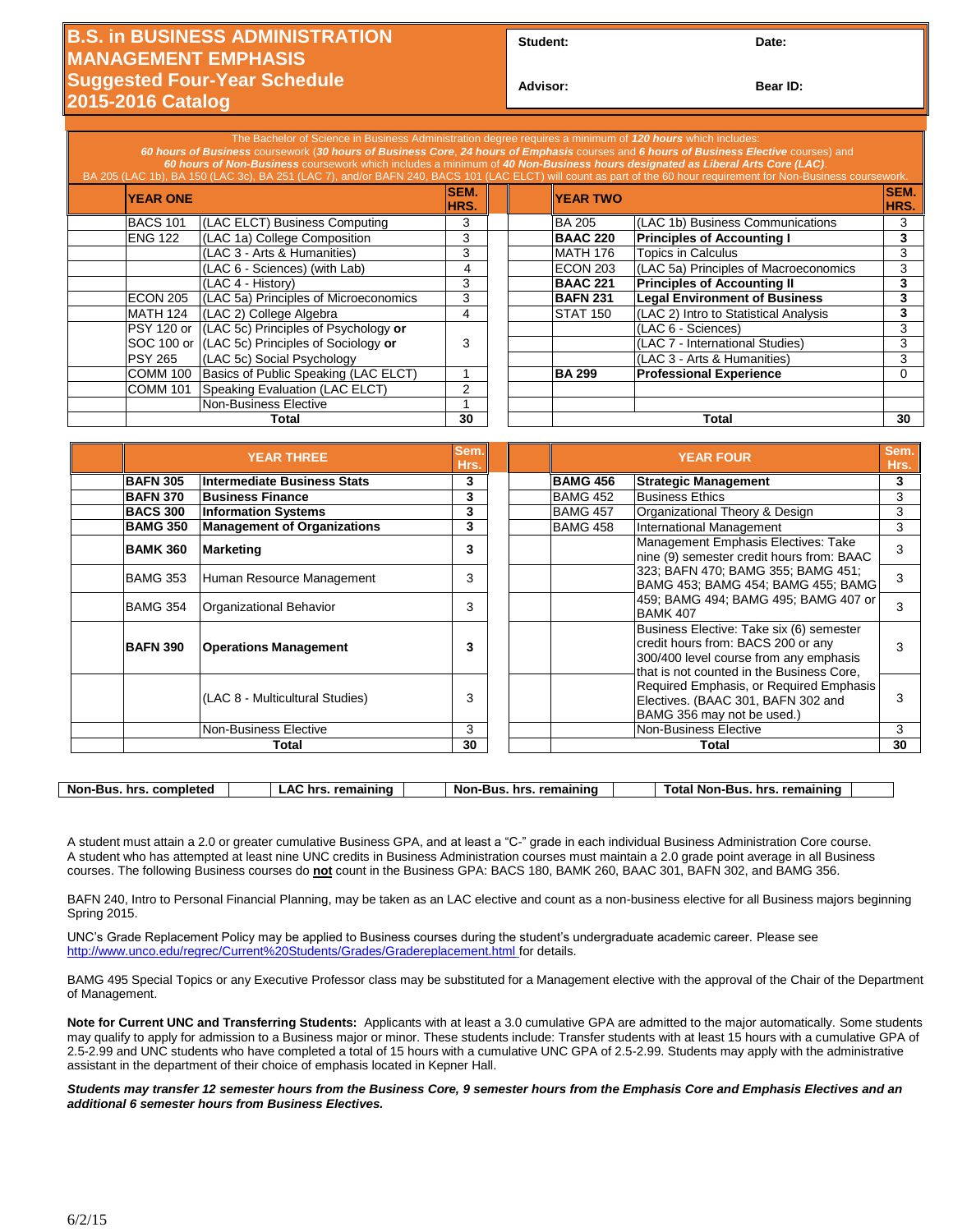# B.S. in BUSINESS ADMINISTRATION MANAGEMENT EMPHASIS
## Suggested Four-Year Schedule
## 2015-2016 Catalog

**Student:** &nbsp;&nbsp;&nbsp;&nbsp; **Date:**

**Advisor:** &nbsp;&nbsp;&nbsp;&nbsp; **Bear ID:**

The Bachelor of Science in Business Administration degree requires a minimum of ***120 hours*** which includes:
***60 hours of Business*** coursework (***30 hours of Business Core***, ***24 hours of Emphasis*** courses and ***6 hours of Business Elective*** courses) and
***60 hours of Non-Business*** coursework which includes a minimum of ***40 Non-Business hours designated as Liberal Arts Core (LAC)***.
BA 205 (LAC 1b), BA 150 (LAC 3c), BA 251 (LAC 7), and/or BAFN 240, BACS 101 (LAC ELCT) will count as part of the 60 hour requirement for Non-Business coursework.

| | **YEAR ONE** | | **SEM. HRS.** |
|---|---|---|---|
| | BACS 101 | (LAC ELCT) Business Computing | 3 |
| | ENG 122 | (LAC 1a) College Composition | 3 |
| | | (LAC 3 - Arts & Humanities) | 3 |
| | | (LAC 6 - Sciences) (with Lab) | 4 |
| | | (LAC 4 - History) | 3 |
| | ECON 205 | (LAC 5a) Principles of Microeconomics | 3 |
| | MATH 124 | (LAC 2) College Algebra | 4 |
| | PSY 120 or<br>SOC 100 or<br>PSY 265 | (LAC 5c) Principles of Psychology **or**<br>(LAC 5c) Principles of Sociology **or**<br>(LAC 5c) Social Psychology | 3 |
| | COMM 100 | Basics of Public Speaking (LAC ELCT) | 1 |
| | COMM 101 | Speaking Evaluation (LAC ELCT) | 2 |
| | | Non-Business Elective | 1 |
| | | **Total** | **30** |

| | **YEAR TWO** | | **SEM. HRS.** |
|---|---|---|---|
| | BA 205 | (LAC 1b) Business Communications | 3 |
| | **BAAC 220** | **Principles of Accounting I** | **3** |
| | MATH 176 | Topics in Calculus | 3 |
| | ECON 203 | (LAC 5a) Principles of Macroeconomics | 3 |
| | **BAAC 221** | **Principles of Accounting II** | **3** |
| | **BAFN 231** | **Legal Environment of Business** | **3** |
| | STAT 150 | (LAC 2) Intro to Statistical Analysis | **3** |
| | | (LAC 6 - Sciences) | 3 |
| | | (LAC 7 - International Studies) | 3 |
| | | (LAC 3 - Arts & Humanities) | 3 |
| | **BA 299** | **Professional Experience** | 0 |
| | | | |
| | | **Total** | **30** |

| | **YEAR THREE** | | **Sem. Hrs.** |
|---|---|---|---|
| | **BAFN 305** | **Intermediate Business Stats** | **3** |
| | **BAFN 370** | **Business Finance** | **3** |
| | **BACS 300** | **Information Systems** | **3** |
| | **BAMG 350** | **Management of Organizations** | **3** |
| | **BAMK 360** | **Marketing** | **3** |
| | BAMG 353 | Human Resource Management | 3 |
| | BAMG 354 | Organizational Behavior | 3 |
| | **BAFN 390** | **Operations Management** | **3** |
| | | (LAC 8 - Multicultural Studies) | 3 |
| | | Non-Business Elective | 3 |
| | | **Total** | **30** |

| | **YEAR FOUR** | | **Sem. Hrs.** |
|---|---|---|---|
| | **BAMG 456** | **Strategic Management** | **3** |
| | BAMG 452 | Business Ethics | 3 |
| | BAMG 457 | Organizational Theory & Design | 3 |
| | BAMG 458 | International Management | 3 |
| | | Management Emphasis Electives: Take nine (9) semester credit hours from: BAAC 323; BAFN 470; BAMG 355; BAMG 451; BAMG 453; BAMG 454; BAMG 455; BAMG 459; BAMG 494; BAMG 495; BAMG 407 or BAMK 407 | 3 |
| | | | 3 |
| | | | 3 |
| | | Business Elective: Take six (6) semester credit hours from: BACS 200 or any 300/400 level course from any emphasis that is not counted in the Business Core, Required Emphasis, or Required Emphasis Electives. (BAAC 301, BAFN 302 and BAMG 356 may not be used.) | 3 |
| | | | 3 |
| | | Non-Business Elective | 3 |
| | | **Total** | **30** |

| **Non-Bus. hrs. completed** | | **LAC hrs. remaining** | | **Non-Bus. hrs. remaining** | | **Total Non-Bus. hrs. remaining** | |
|---|---|---|---|---|---|---|---|

A student must attain a 2.0 or greater cumulative Business GPA, and at least a "C-" grade in each individual Business Administration Core course. A student who has attempted at least nine UNC credits in Business Administration courses must maintain a 2.0 grade point average in all Business courses. The following Business courses do **not** count in the Business GPA: BACS 180, BAMK 260, BAAC 301, BAFN 302, and BAMG 356.

BAFN 240, Intro to Personal Financial Planning, may be taken as an LAC elective and count as a non-business elective for all Business majors beginning Spring 2015.

UNC's Grade Replacement Policy may be applied to Business courses during the student's undergraduate academic career. Please see http://www.unco.edu/regrec/Current%20Students/Grades/Gradereplacement.html for details.

BAMG 495 Special Topics or any Executive Professor class may be substituted for a Management elective with the approval of the Chair of the Department of Management.

**Note for Current UNC and Transferring Students:** Applicants with at least a 3.0 cumulative GPA are admitted to the major automatically. Some students may qualify to apply for admission to a Business major or minor. These students include: Transfer students with at least 15 hours with a cumulative GPA of 2.5-2.99 and UNC students who have completed a total of 15 hours with a cumulative UNC GPA of 2.5-2.99. Students may apply with the administrative assistant in the department of their choice of emphasis located in Kepner Hall.

***Students may transfer 12 semester hours from the Business Core, 9 semester hours from the Emphasis Core and Emphasis Electives and an additional 6 semester hours from Business Electives.***

6/2/15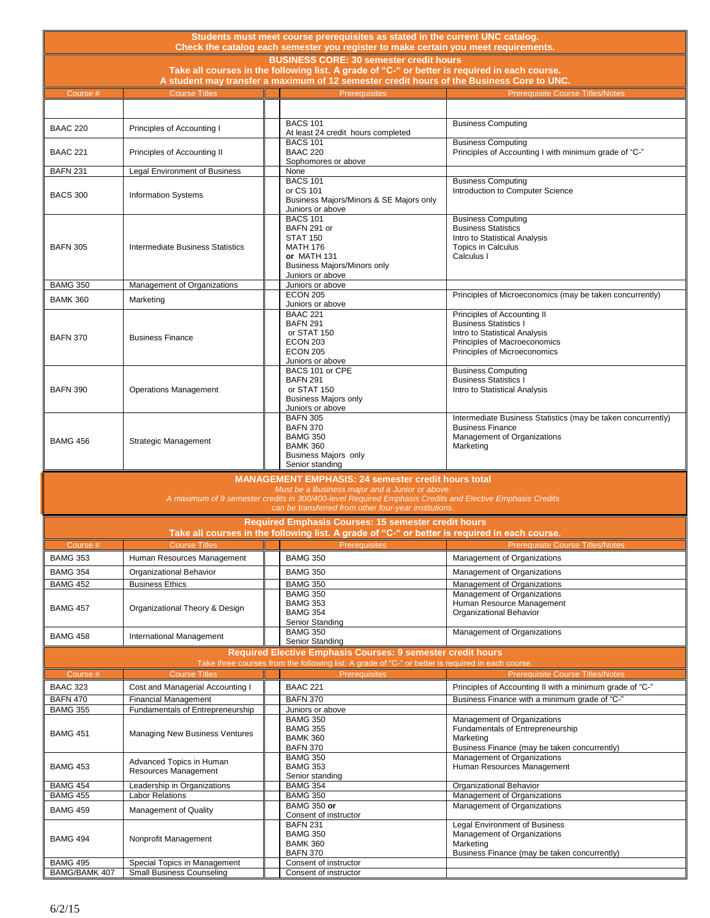**Students must meet course prerequisites as stated in the current UNC catalog. Check the catalog each semester you register to make certain you meet requirements.**

## BUSINESS CORE: 30 semester credit hours

**Take all courses in the following list. A grade of "C-" or better is required in each course. A student may transfer a maximum of 12 semester credit hours of the Business Core to UNC.**

| Course # | Course Titles | Prerequisites | Prerequisite Course Titles/Notes |
|---|---|---|---|
| BAAC 220 | Principles of Accounting I | BACS 101<br>At least 24 credit hours completed | Business Computing |
| BAAC 221 | Principles of Accounting II | BACS 101<br>BAAC 220<br>Sophomores or above | Business Computing<br>Principles of Accounting I with minimum grade of "C-" |
| BAFN 231 | Legal Environment of Business | None | |
| BACS 300 | Information Systems | BACS 101<br>or CS 101<br>Business Majors/Minors & SE Majors only<br>Juniors or above | Business Computing<br>Introduction to Computer Science |
| BAFN 305 | Intermediate Business Statistics | BACS 101<br>BAFN 291 or<br>STAT 150<br>MATH 176<br>**or** MATH 131<br>Business Majors/Minors only<br>Juniors or above | Business Computing<br>Business Statistics<br>Intro to Statistical Analysis<br>Topics in Calculus<br>Calculus I |
| BAMG 350 | Management of Organizations | Juniors or above | |
| BAMK 360 | Marketing | ECON 205<br>Juniors or above | Principles of Microeconomics (may be taken concurrently) |
| BAFN 370 | Business Finance | BAAC 221<br>BAFN 291<br>or STAT 150<br>ECON 203<br>ECON 205<br>Juniors or above | Principles of Accounting II<br>Business Statistics I<br>Intro to Statistical Analysis<br>Principles of Macroeconomics<br>Principles of Microeconomics |
| BAFN 390 | Operations Management | BACS 101 or CPE<br>BAFN 291<br>or STAT 150<br>Business Majors only<br>Juniors or above | Business Computing<br>Business Statistics I<br>Intro to Statistical Analysis |
| BAMG 456 | Strategic Management | BAFN 305<br>BAFN 370<br>BAMG 350<br>BAMK 360<br>Business Majors only<br>Senior standing | Intermediate Business Statistics (may be taken concurrently)<br>Business Finance<br>Management of Organizations<br>Marketing |

## MANAGEMENT EMPHASIS: 24 semester credit hours total

*Must be a Business major and a Junior or above.*
*A maximum of 9 semester credits in 300/400-level Required Emphasis Credits and Elective Emphasis Credits can be transferred from other four-year institutions.*

### Required Emphasis Courses: 15 semester credit hours

**Take all courses in the following list. A grade of "C-" or better is required in each course.**

| Course # | Course Titles | Prerequisites | Prerequisite Course Titles/Notes |
|---|---|---|---|
| BAMG 353 | Human Resources Management | BAMG 350 | Management of Organizations |
| BAMG 354 | Organizational Behavior | BAMG 350 | Management of Organizations |
| BAMG 452 | Business Ethics | BAMG 350 | Management of Organizations |
| BAMG 457 | Organizational Theory & Design | BAMG 350<br>BAMG 353<br>BAMG 354<br>Senior Standing | Management of Organizations<br>Human Resource Management<br>Organizational Behavior |
| BAMG 458 | International Management | BAMG 350<br>Senior Standing | Management of Organizations |

### Required Elective Emphasis Courses: 9 semester credit hours

Take three courses from the following list. A grade of "C-" or better is required in each course.

| Course # | Course Titles | Prerequisites | Prerequisite Course Titles/Notes |
|---|---|---|---|
| BAAC 323 | Cost and Managerial Accounting I | BAAC 221 | Principles of Accounting II with a minimum grade of "C-" |
| BAFN 470 | Financial Management | BAFN 370 | Business Finance with a minimum grade of "C-" |
| BAMG 355 | Fundamentals of Entrepreneurship | Juniors or above | |
| BAMG 451 | Managing New Business Ventures | BAMG 350<br>BAMG 355<br>BAMK 360<br>BAFN 370 | Management of Organizations<br>Fundamentals of Entrepreneurship<br>Marketing<br>Business Finance (may be taken concurrently) |
| BAMG 453 | Advanced Topics in Human Resources Management | BAMG 350<br>BAMG 353<br>Senior standing | Management of Organizations<br>Human Resources Management |
| BAMG 454 | Leadership in Organizations | BAMG 354 | Organizational Behavior |
| BAMG 455 | Labor Relations | BAMG 350 | Management of Organizations |
| BAMG 459 | Management of Quality | BAMG 350 **or**<br>Consent of instructor | Management of Organizations |
| BAMG 494 | Nonprofit Management | BAFN 231<br>BAMG 350<br>BAMK 360<br>BAFN 370 | Legal Environment of Business<br>Management of Organizations<br>Marketing<br>Business Finance (may be taken concurrently) |
| BAMG 495 | Special Topics in Management | Consent of instructor | |
| BAMG/BAMK 407 | Small Business Counseling | Consent of instructor | |

6/2/15